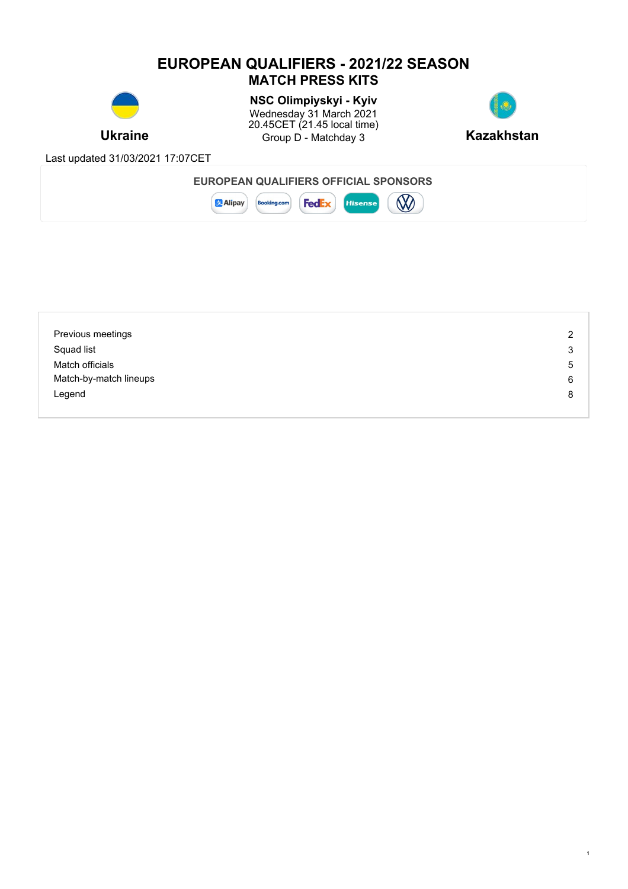# EUROPEAN QUALIFIERS - 2021/22 SEASON
## MATCH PRESS KITS

**Ukraine** — **Kazakhstan**

**NSC Olimpiyskyi - Kyiv**
Wednesday 31 March 2021
20.45CET (21.45 local time)
Group D - Matchday 3

Last updated 31/03/2021 17:07CET

**EUROPEAN QUALIFIERS OFFICIAL SPONSORS**

| | |
|---|---|
| Previous meetings | 2 |
| Squad list | 3 |
| Match officials | 5 |
| Match-by-match lineups | 6 |
| Legend | 8 |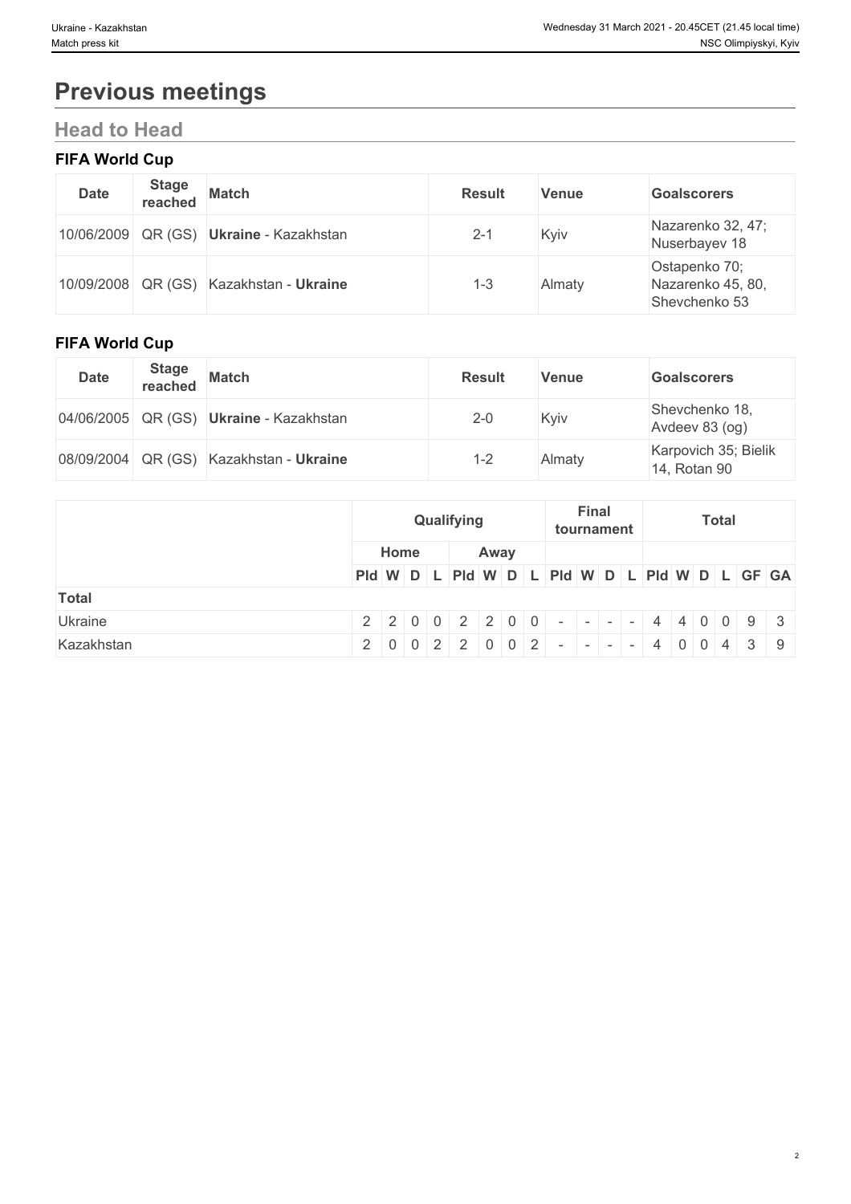# Previous meetings

## Head to Head

### FIFA World Cup

| Date | Stage reached | Match | Result | Venue | Goalscorers |
|---|---|---|---|---|---|
| 10/06/2009 | QR (GS) | **Ukraine** - Kazakhstan | 2-1 | Kyiv | Nazarenko 32, 47; Nuserbayev 18 |
| 10/09/2008 | QR (GS) | Kazakhstan - **Ukraine** | 1-3 | Almaty | Ostapenko 70; Nazarenko 45, 80, Shevchenko 53 |

### FIFA World Cup

| Date | Stage reached | Match | Result | Venue | Goalscorers |
|---|---|---|---|---|---|
| 04/06/2005 | QR (GS) | **Ukraine** - Kazakhstan | 2-0 | Kyiv | Shevchenko 18, Avdeev 83 (og) |
| 08/09/2004 | QR (GS) | Kazakhstan - **Ukraine** | 1-2 | Almaty | Karpovich 35; Bielik 14, Rotan 90 |

| | Qualifying | | | | | | | | Final tournament | | | | Total | | | | | |
|---|---|---|---|---|---|---|---|---|---|---|---|---|---|---|---|---|---|---|
| | Home | | | | Away | | | | | | | | | | | | | |
| | Pld | W | D | L | Pld | W | D | L | Pld | W | D | L | Pld | W | D | L | GF | GA |
| **Total** | | | | | | | | | | | | | | | | | | |
| Ukraine | 2 | 2 | 0 | 0 | 2 | 2 | 0 | 0 | - | - | - | - | 4 | 4 | 0 | 0 | 9 | 3 |
| Kazakhstan | 2 | 0 | 0 | 2 | 2 | 0 | 0 | 2 | - | - | - | - | 4 | 0 | 0 | 4 | 3 | 9 |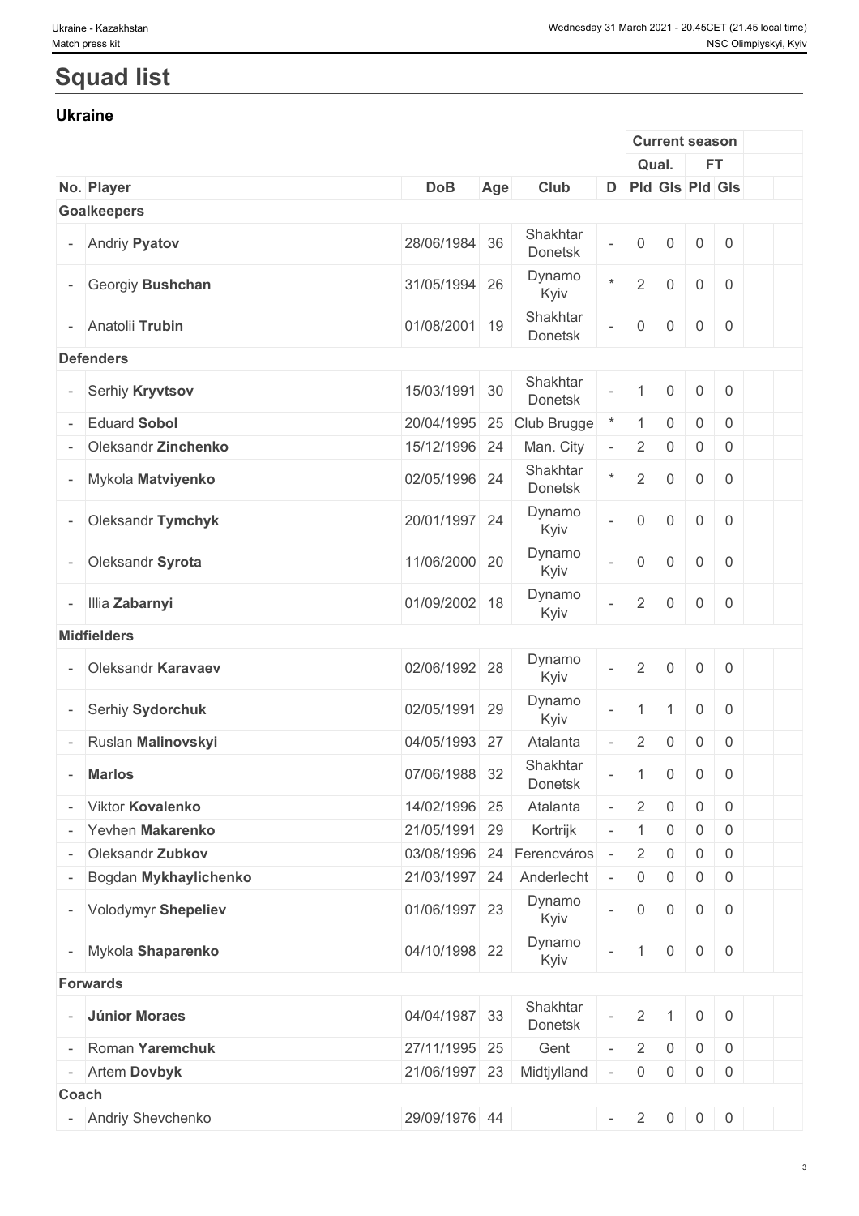# Squad list

## Ukraine

| No. | Player | DoB | Age | Club | D | Current season | | | |
|---|---|---|---|---|---|---|---|---|---|
| | | | | | | Qual. | | FT | |
| | | | | | | Pld | Gls | Pld | Gls |
| **Goalkeepers** | | | | | | | | | |
| - | Andriy **Pyatov** | 28/06/1984 | 36 | Shakhtar Donetsk | - | 0 | 0 | 0 | 0 |
| - | Georgiy **Bushchan** | 31/05/1994 | 26 | Dynamo Kyiv | * | 2 | 0 | 0 | 0 |
| - | Anatolii **Trubin** | 01/08/2001 | 19 | Shakhtar Donetsk | - | 0 | 0 | 0 | 0 |
| **Defenders** | | | | | | | | | |
| - | Serhiy **Kryvtsov** | 15/03/1991 | 30 | Shakhtar Donetsk | - | 1 | 0 | 0 | 0 |
| - | Eduard **Sobol** | 20/04/1995 | 25 | Club Brugge | * | 1 | 0 | 0 | 0 |
| - | Oleksandr **Zinchenko** | 15/12/1996 | 24 | Man. City | - | 2 | 0 | 0 | 0 |
| - | Mykola **Matviyenko** | 02/05/1996 | 24 | Shakhtar Donetsk | * | 2 | 0 | 0 | 0 |
| - | Oleksandr **Tymchyk** | 20/01/1997 | 24 | Dynamo Kyiv | - | 0 | 0 | 0 | 0 |
| - | Oleksandr **Syrota** | 11/06/2000 | 20 | Dynamo Kyiv | - | 0 | 0 | 0 | 0 |
| - | Illia **Zabarnyi** | 01/09/2002 | 18 | Dynamo Kyiv | - | 2 | 0 | 0 | 0 |
| **Midfielders** | | | | | | | | | |
| - | Oleksandr **Karavaev** | 02/06/1992 | 28 | Dynamo Kyiv | - | 2 | 0 | 0 | 0 |
| - | Serhiy **Sydorchuk** | 02/05/1991 | 29 | Dynamo Kyiv | - | 1 | 1 | 0 | 0 |
| - | Ruslan **Malinovskyi** | 04/05/1993 | 27 | Atalanta | - | 2 | 0 | 0 | 0 |
| - | **Marlos** | 07/06/1988 | 32 | Shakhtar Donetsk | - | 1 | 0 | 0 | 0 |
| - | Viktor **Kovalenko** | 14/02/1996 | 25 | Atalanta | - | 2 | 0 | 0 | 0 |
| - | Yevhen **Makarenko** | 21/05/1991 | 29 | Kortrijk | - | 1 | 0 | 0 | 0 |
| - | Oleksandr **Zubkov** | 03/08/1996 | 24 | Ferencváros | - | 2 | 0 | 0 | 0 |
| - | Bogdan **Mykhaylichenko** | 21/03/1997 | 24 | Anderlecht | - | 0 | 0 | 0 | 0 |
| - | Volodymyr **Shepeliev** | 01/06/1997 | 23 | Dynamo Kyiv | - | 0 | 0 | 0 | 0 |
| - | Mykola **Shaparenko** | 04/10/1998 | 22 | Dynamo Kyiv | - | 1 | 0 | 0 | 0 |
| **Forwards** | | | | | | | | | |
| - | **Júnior Moraes** | 04/04/1987 | 33 | Shakhtar Donetsk | - | 2 | 1 | 0 | 0 |
| - | Roman **Yaremchuk** | 27/11/1995 | 25 | Gent | - | 2 | 0 | 0 | 0 |
| - | Artem **Dovbyk** | 21/06/1997 | 23 | Midtjylland | - | 0 | 0 | 0 | 0 |
| **Coach** | | | | | | | | | |
| - | Andriy Shevchenko | 29/09/1976 | 44 | | - | 2 | 0 | 0 | 0 |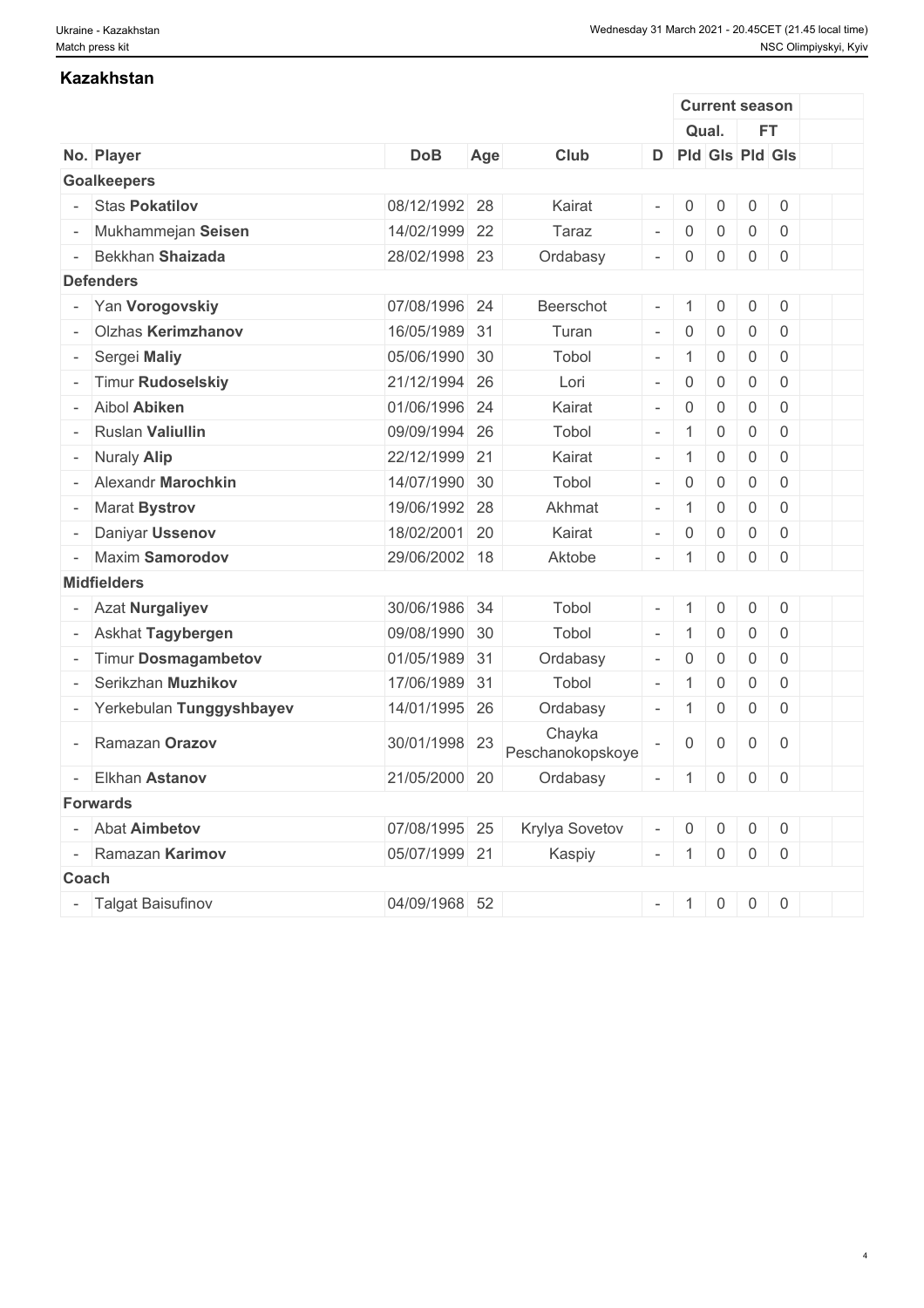## Kazakhstan

| No. | Player | DoB | Age | Club | D | Current season | | | |
|---|---|---|---|---|---|---|---|---|---|
| | | | | | | Qual. | | FT | |
| | | | | | | Pld | Gls | Pld | Gls |
| **Goalkeepers** | | | | | | | | | |
| - | Stas **Pokatilov** | 08/12/1992 | 28 | Kairat | - | 0 | 0 | 0 | 0 |
| - | Mukhammejan **Seisen** | 14/02/1999 | 22 | Taraz | - | 0 | 0 | 0 | 0 |
| - | Bekkhan **Shaizada** | 28/02/1998 | 23 | Ordabasy | - | 0 | 0 | 0 | 0 |
| **Defenders** | | | | | | | | | |
| - | Yan **Vorogovskiy** | 07/08/1996 | 24 | Beerschot | - | 1 | 0 | 0 | 0 |
| - | Olzhas **Kerimzhanov** | 16/05/1989 | 31 | Turan | - | 0 | 0 | 0 | 0 |
| - | Sergei **Maliy** | 05/06/1990 | 30 | Tobol | - | 1 | 0 | 0 | 0 |
| - | Timur **Rudoselskiy** | 21/12/1994 | 26 | Lori | - | 0 | 0 | 0 | 0 |
| - | Aibol **Abiken** | 01/06/1996 | 24 | Kairat | - | 0 | 0 | 0 | 0 |
| - | Ruslan **Valiullin** | 09/09/1994 | 26 | Tobol | - | 1 | 0 | 0 | 0 |
| - | Nuraly **Alip** | 22/12/1999 | 21 | Kairat | - | 1 | 0 | 0 | 0 |
| - | Alexandr **Marochkin** | 14/07/1990 | 30 | Tobol | - | 0 | 0 | 0 | 0 |
| - | Marat **Bystrov** | 19/06/1992 | 28 | Akhmat | - | 1 | 0 | 0 | 0 |
| - | Daniyar **Ussenov** | 18/02/2001 | 20 | Kairat | - | 0 | 0 | 0 | 0 |
| - | Maxim **Samorodov** | 29/06/2002 | 18 | Aktobe | - | 1 | 0 | 0 | 0 |
| **Midfielders** | | | | | | | | | |
| - | Azat **Nurgaliyev** | 30/06/1986 | 34 | Tobol | - | 1 | 0 | 0 | 0 |
| - | Askhat **Tagybergen** | 09/08/1990 | 30 | Tobol | - | 1 | 0 | 0 | 0 |
| - | Timur **Dosmagambetov** | 01/05/1989 | 31 | Ordabasy | - | 0 | 0 | 0 | 0 |
| - | Serikzhan **Muzhikov** | 17/06/1989 | 31 | Tobol | - | 1 | 0 | 0 | 0 |
| - | Yerkebulan **Tunggyshbayev** | 14/01/1995 | 26 | Ordabasy | - | 1 | 0 | 0 | 0 |
| - | Ramazan **Orazov** | 30/01/1998 | 23 | Chayka Peschanokopskoye | - | 0 | 0 | 0 | 0 |
| - | Elkhan **Astanov** | 21/05/2000 | 20 | Ordabasy | - | 1 | 0 | 0 | 0 |
| **Forwards** | | | | | | | | | |
| - | Abat **Aimbetov** | 07/08/1995 | 25 | Krylya Sovetov | - | 0 | 0 | 0 | 0 |
| - | Ramazan **Karimov** | 05/07/1999 | 21 | Kaspiy | - | 1 | 0 | 0 | 0 |
| **Coach** | | | | | | | | | |
| - | Talgat Baisufinov | 04/09/1968 | 52 | | - | 1 | 0 | 0 | 0 |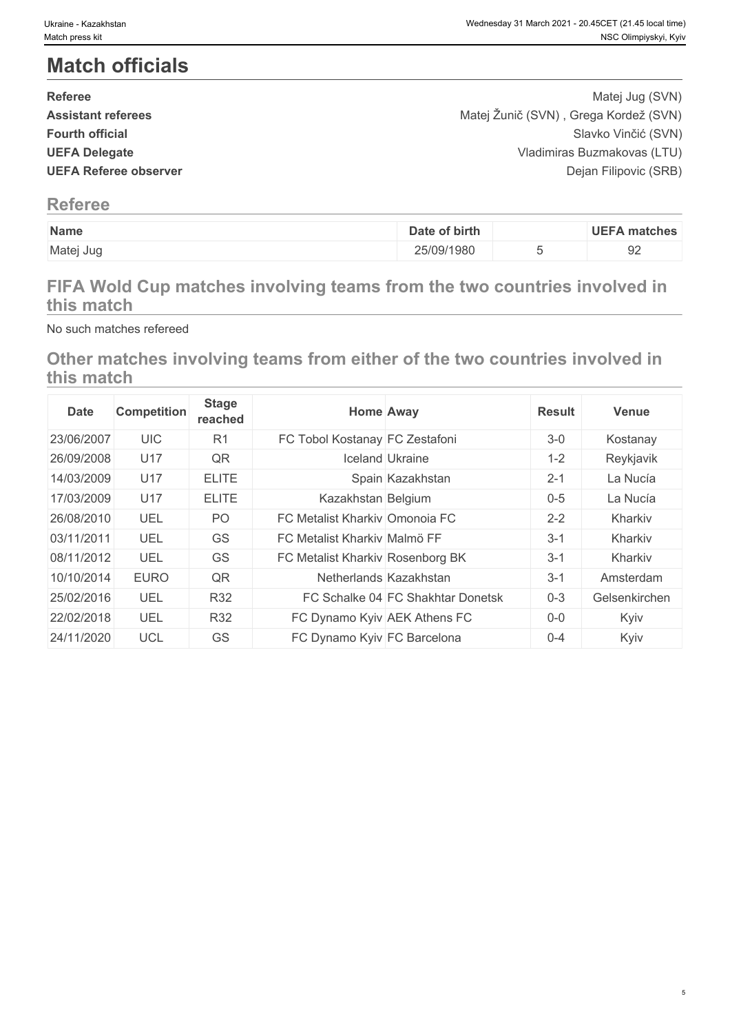# Match officials

**Referee** Matej Jug (SVN)
**Assistant referees** Matej Žunič (SVN) , Grega Kordež (SVN)
**Fourth official** Slavko Vinčić (SVN)
**UEFA Delegate** Vladimiras Buzmakovas (LTU)
**UEFA Referee observer** Dejan Filipovic (SRB)

## Referee

| Name | Date of birth | | UEFA matches |
|---|---|---|---|
| Matej Jug | 25/09/1980 | 5 | 92 |

## FIFA Wold Cup matches involving teams from the two countries involved in this match

No such matches refereed

## Other matches involving teams from either of the two countries involved in this match

| Date | Competition | Stage reached | Home | Away | Result | Venue |
|---|---|---|---|---|---|---|
| 23/06/2007 | UIC | R1 | FC Tobol Kostanay | FC Zestafoni | 3-0 | Kostanay |
| 26/09/2008 | U17 | QR | Iceland | Ukraine | 1-2 | Reykjavik |
| 14/03/2009 | U17 | ELITE | Spain | Kazakhstan | 2-1 | La Nucía |
| 17/03/2009 | U17 | ELITE | Kazakhstan | Belgium | 0-5 | La Nucía |
| 26/08/2010 | UEL | PO | FC Metalist Kharkiv | Omonoia FC | 2-2 | Kharkiv |
| 03/11/2011 | UEL | GS | FC Metalist Kharkiv | Malmö FF | 3-1 | Kharkiv |
| 08/11/2012 | UEL | GS | FC Metalist Kharkiv | Rosenborg BK | 3-1 | Kharkiv |
| 10/10/2014 | EURO | QR | Netherlands | Kazakhstan | 3-1 | Amsterdam |
| 25/02/2016 | UEL | R32 | FC Schalke 04 | FC Shakhtar Donetsk | 0-3 | Gelsenkirchen |
| 22/02/2018 | UEL | R32 | FC Dynamo Kyiv | AEK Athens FC | 0-0 | Kyiv |
| 24/11/2020 | UCL | GS | FC Dynamo Kyiv | FC Barcelona | 0-4 | Kyiv |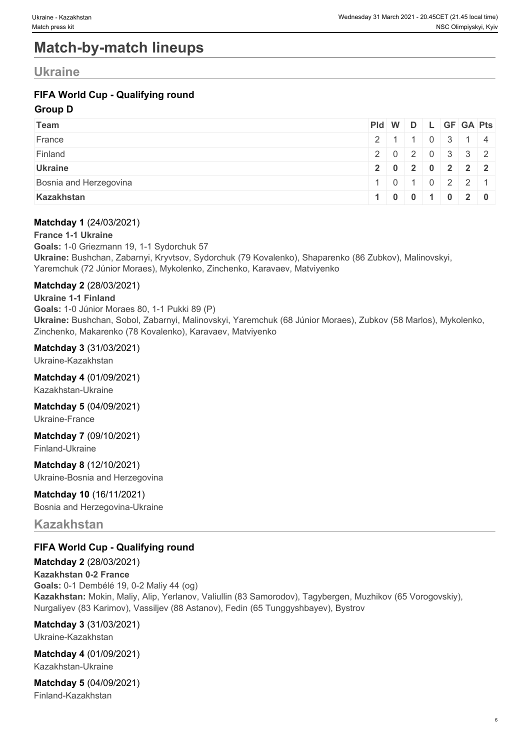# Match-by-match lineups

## Ukraine

### FIFA World Cup - Qualifying round

#### Group D

| Team | Pld | W | D | L | GF | GA | Pts |
|---|---|---|---|---|---|---|---|
| France | 2 | 1 | 1 | 0 | 3 | 1 | 4 |
| Finland | 2 | 0 | 2 | 0 | 3 | 3 | 2 |
| **Ukraine** | **2** | **0** | **2** | **0** | **2** | **2** | **2** |
| Bosnia and Herzegovina | 1 | 0 | 1 | 0 | 2 | 2 | 1 |
| **Kazakhstan** | **1** | **0** | **0** | **1** | **0** | **2** | **0** |

**Matchday 1** (24/03/2021)

**France 1-1 Ukraine**
**Goals:** 1-0 Griezmann 19, 1-1 Sydorchuk 57
**Ukraine:** Bushchan, Zabarnyi, Kryvtsov, Sydorchuk (79 Kovalenko), Shaparenko (86 Zubkov), Malinovskyi, Yaremchuk (72 Júnior Moraes), Mykolenko, Zinchenko, Karavaev, Matviyenko

**Matchday 2** (28/03/2021)

**Ukraine 1-1 Finland**
**Goals:** 1-0 Júnior Moraes 80, 1-1 Pukki 89 (P)
**Ukraine:** Bushchan, Sobol, Zabarnyi, Malinovskyi, Yaremchuk (68 Júnior Moraes), Zubkov (58 Marlos), Mykolenko, Zinchenko, Makarenko (78 Kovalenko), Karavaev, Matviyenko

**Matchday 3** (31/03/2021)
Ukraine-Kazakhstan

**Matchday 4** (01/09/2021)
Kazakhstan-Ukraine

**Matchday 5** (04/09/2021)
Ukraine-France

**Matchday 7** (09/10/2021)
Finland-Ukraine

**Matchday 8** (12/10/2021)
Ukraine-Bosnia and Herzegovina

**Matchday 10** (16/11/2021)
Bosnia and Herzegovina-Ukraine

## Kazakhstan

### FIFA World Cup - Qualifying round

**Matchday 2** (28/03/2021)

**Kazakhstan 0-2 France**
**Goals:** 0-1 Dembélé 19, 0-2 Maliy 44 (og)
**Kazakhstan:** Mokin, Maliy, Alip, Yerlanov, Valiullin (83 Samorodov), Tagybergen, Muzhikov (65 Vorogovskiy), Nurgaliyev (83 Karimov), Vassiljev (88 Astanov), Fedin (65 Tunggyshbayev), Bystrov

**Matchday 3** (31/03/2021)
Ukraine-Kazakhstan

**Matchday 4** (01/09/2021)
Kazakhstan-Ukraine

**Matchday 5** (04/09/2021)
Finland-Kazakhstan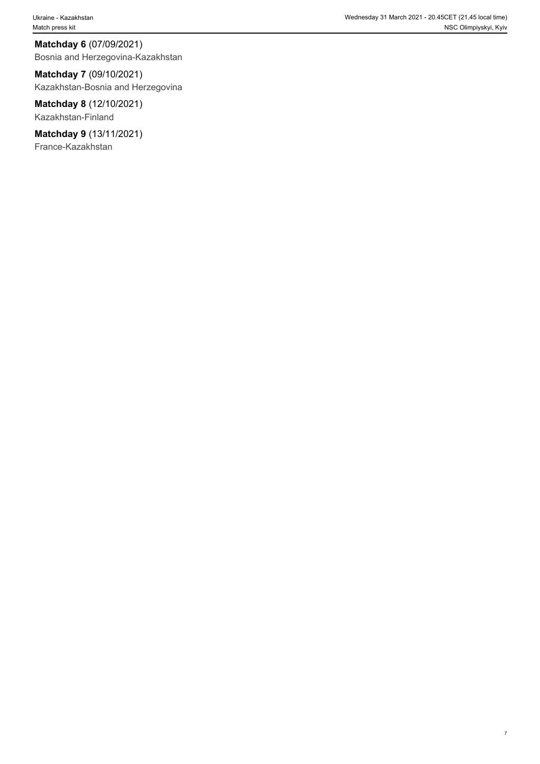**Matchday 6** (07/09/2021)
Bosnia and Herzegovina-Kazakhstan

**Matchday 7** (09/10/2021)
Kazakhstan-Bosnia and Herzegovina

**Matchday 8** (12/10/2021)
Kazakhstan-Finland

**Matchday 9** (13/11/2021)
France-Kazakhstan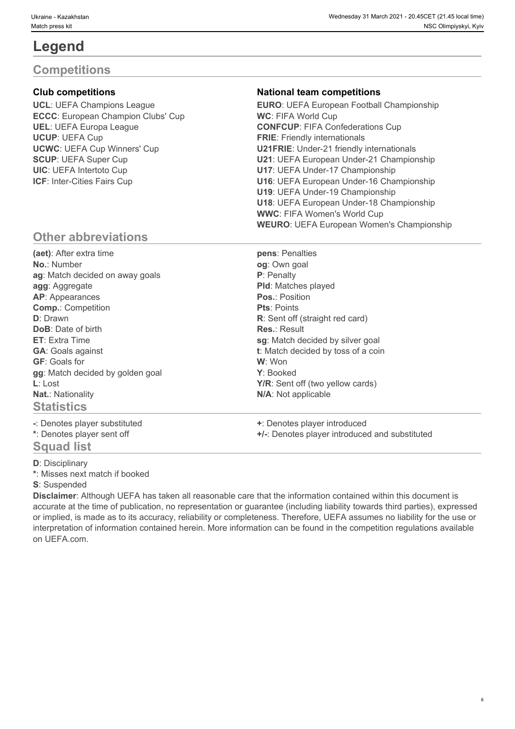# Legend

## Competitions

### Club competitions

**UCL**: UEFA Champions League
**ECCC**: European Champion Clubs' Cup
**UEL**: UEFA Europa League
**UCUP**: UEFA Cup
**UCWC**: UEFA Cup Winners' Cup
**SCUP**: UEFA Super Cup
**UIC**: UEFA Intertoto Cup
**ICF**: Inter-Cities Fairs Cup

### National team competitions

**EURO**: UEFA European Football Championship
**WC**: FIFA World Cup
**CONFCUP**: FIFA Confederations Cup
**FRIE**: Friendly internationals
**U21FRIE**: Under-21 friendly internationals
**U21**: UEFA European Under-21 Championship
**U17**: UEFA Under-17 Championship
**U16**: UEFA European Under-16 Championship
**U19**: UEFA Under-19 Championship
**U18**: UEFA European Under-18 Championship
**WWC**: FIFA Women's World Cup
**WEURO**: UEFA European Women's Championship

## Other abbreviations

**(aet)**: After extra time
**No.**: Number
**ag**: Match decided on away goals
**agg**: Aggregate
**AP**: Appearances
**Comp.**: Competition
**D**: Drawn
**DoB**: Date of birth
**ET**: Extra Time
**GA**: Goals against
**GF**: Goals for
**gg**: Match decided by golden goal
**L**: Lost
**Nat.**: Nationality
**pens**: Penalties
**og**: Own goal
**P**: Penalty
**Pld**: Matches played
**Pos.**: Position
**Pts**: Points
**R**: Sent off (straight red card)
**Res.**: Result
**sg**: Match decided by silver goal
**t**: Match decided by toss of a coin
**W**: Won
**Y**: Booked
**Y/R**: Sent off (two yellow cards)
**N/A**: Not applicable

## Statistics

**-**: Denotes player substituted
**\***: Denotes player sent off
**+**: Denotes player introduced
**+/-**: Denotes player introduced and substituted

## Squad list

**D**: Disciplinary
**\***: Misses next match if booked
**S**: Suspended

**Disclaimer**: Although UEFA has taken all reasonable care that the information contained within this document is accurate at the time of publication, no representation or guarantee (including liability towards third parties), expressed or implied, is made as to its accuracy, reliability or completeness. Therefore, UEFA assumes no liability for the use or interpretation of information contained herein. More information can be found in the competition regulations available on UEFA.com.